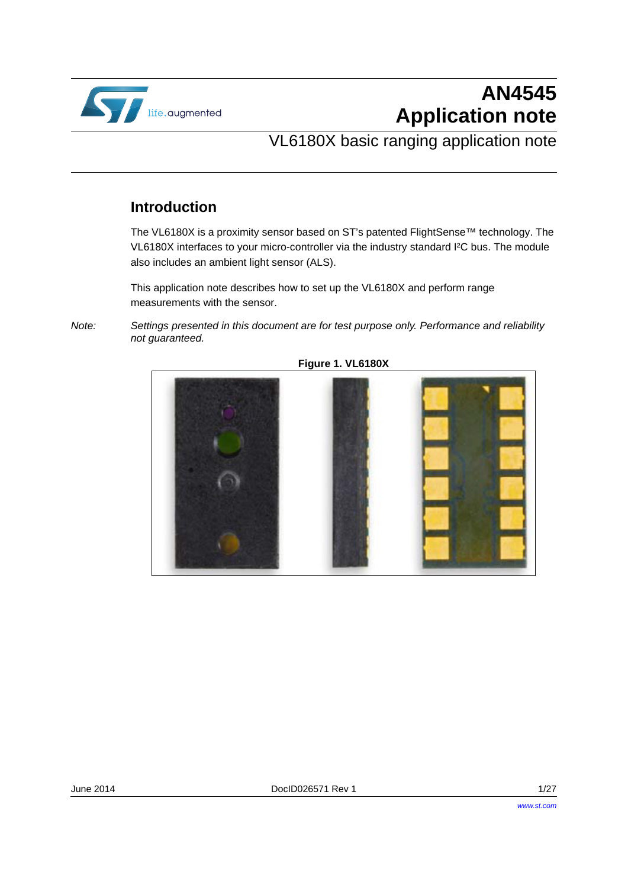# AN4545
# Application note

## VL6180X basic ranging application note

## Introduction

The VL6180X is a proximity sensor based on ST's patented FlightSense™ technology. The VL6180X interfaces to your micro-controller via the industry standard I²C bus. The module also includes an ambient light sensor (ALS).

This application note describes how to set up the VL6180X and perform range measurements with the sensor.

*Note: Settings presented in this document are for test purpose only. Performance and reliability not guaranteed.*

**Figure 1. VL6180X**

June 2014 DocID026571 Rev 1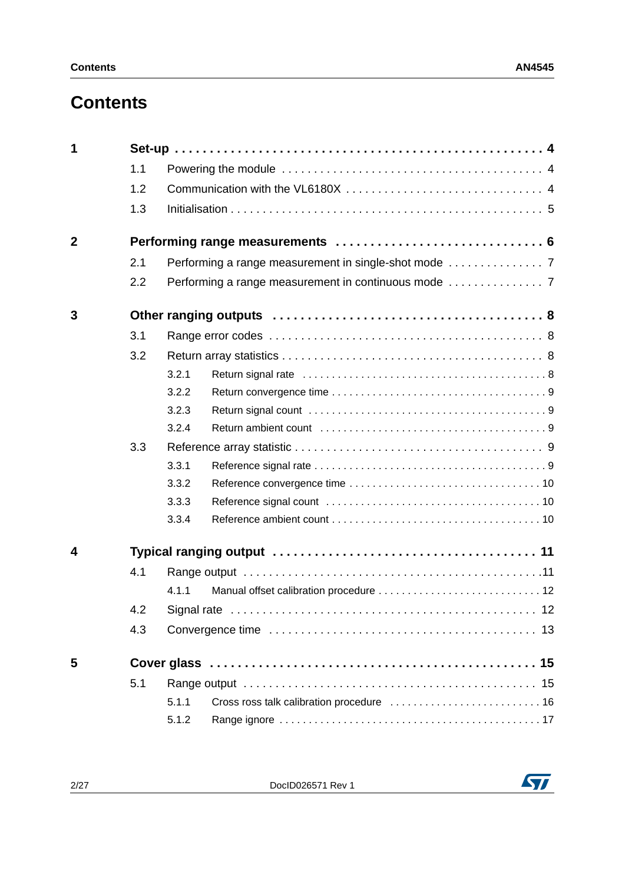# Contents

**1 Set-up** . . . . . . . . . . . . . . . . . . . . . . . . . . . . . . . . . . . . . . . . . . . . . . . . . **4**

- 1.1 Powering the module . . . . . . . . . . . . . . . . . . . . . . . . . . . . . . . . . . . . . . 4
- 1.2 Communication with the VL6180X . . . . . . . . . . . . . . . . . . . . . . . . . . . . . . 4
- 1.3 Initialisation . . . . . . . . . . . . . . . . . . . . . . . . . . . . . . . . . . . . . . . . . . . . 5

**2 Performing range measurements** . . . . . . . . . . . . . . . . . . . . . . . . . . . . **6**

- 2.1 Performing a range measurement in single-shot mode . . . . . . . . . . . . . . . 7
- 2.2 Performing a range measurement in continuous mode . . . . . . . . . . . . . . . 7

**3 Other ranging outputs** . . . . . . . . . . . . . . . . . . . . . . . . . . . . . . . . . . . . **8**

- 3.1 Range error codes . . . . . . . . . . . . . . . . . . . . . . . . . . . . . . . . . . . . . . . . 8
- 3.2 Return array statistics . . . . . . . . . . . . . . . . . . . . . . . . . . . . . . . . . . . . . 8
  - 3.2.1 Return signal rate . . . . . . . . . . . . . . . . . . . . . . . . . . . . . . . . . . . . . 8
  - 3.2.2 Return convergence time . . . . . . . . . . . . . . . . . . . . . . . . . . . . . . . . 9
  - 3.2.3 Return signal count . . . . . . . . . . . . . . . . . . . . . . . . . . . . . . . . . . . 9
  - 3.2.4 Return ambient count . . . . . . . . . . . . . . . . . . . . . . . . . . . . . . . . . . 9
- 3.3 Reference array statistic . . . . . . . . . . . . . . . . . . . . . . . . . . . . . . . . . . . . 9
  - 3.3.1 Reference signal rate . . . . . . . . . . . . . . . . . . . . . . . . . . . . . . . . . . . 9
  - 3.3.2 Reference convergence time . . . . . . . . . . . . . . . . . . . . . . . . . . . . . . 10
  - 3.3.3 Reference signal count . . . . . . . . . . . . . . . . . . . . . . . . . . . . . . . . . 10
  - 3.3.4 Reference ambient count . . . . . . . . . . . . . . . . . . . . . . . . . . . . . . . . 10

**4 Typical ranging output** . . . . . . . . . . . . . . . . . . . . . . . . . . . . . . . . . . . **11**

- 4.1 Range output . . . . . . . . . . . . . . . . . . . . . . . . . . . . . . . . . . . . . . . . . . . 11
  - 4.1.1 Manual offset calibration procedure . . . . . . . . . . . . . . . . . . . . . . . . . 12
- 4.2 Signal rate . . . . . . . . . . . . . . . . . . . . . . . . . . . . . . . . . . . . . . . . . . . . 12
- 4.3 Convergence time . . . . . . . . . . . . . . . . . . . . . . . . . . . . . . . . . . . . . . . 13

**5 Cover glass** . . . . . . . . . . . . . . . . . . . . . . . . . . . . . . . . . . . . . . . . . . . **15**

- 5.1 Range output . . . . . . . . . . . . . . . . . . . . . . . . . . . . . . . . . . . . . . . . . . . 15
  - 5.1.1 Cross ross talk calibration procedure . . . . . . . . . . . . . . . . . . . . . . . . 16
  - 5.1.2 Range ignore . . . . . . . . . . . . . . . . . . . . . . . . . . . . . . . . . . . . . . . . 17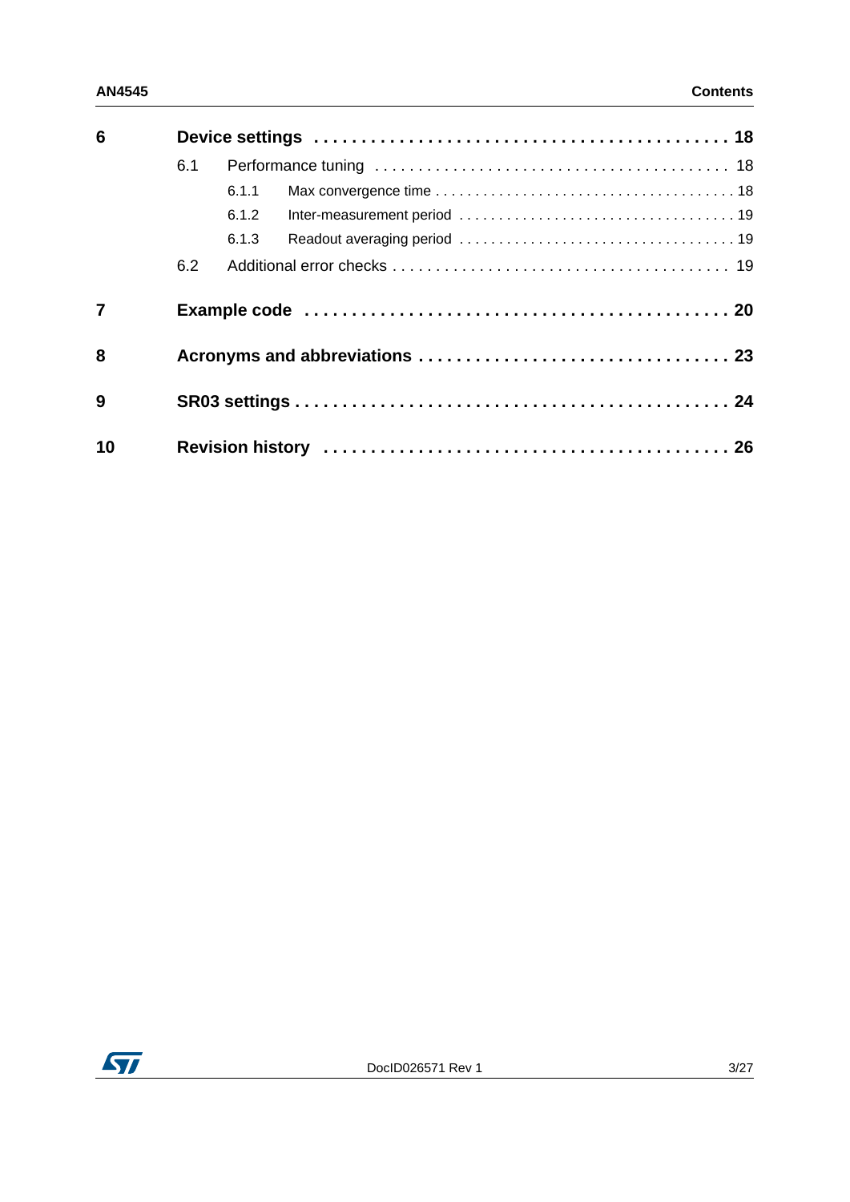| | | |
|---|---|---|
| **6** | **Device settings** | **18** |
| | 6.1 Performance tuning | 18 |
| | 6.1.1 Max convergence time | 18 |
| | 6.1.2 Inter-measurement period | 19 |
| | 6.1.3 Readout averaging period | 19 |
| | 6.2 Additional error checks | 19 |
| **7** | **Example code** | **20** |
| **8** | **Acronyms and abbreviations** | **23** |
| **9** | **SR03 settings** | **24** |
| **10** | **Revision history** | **26** |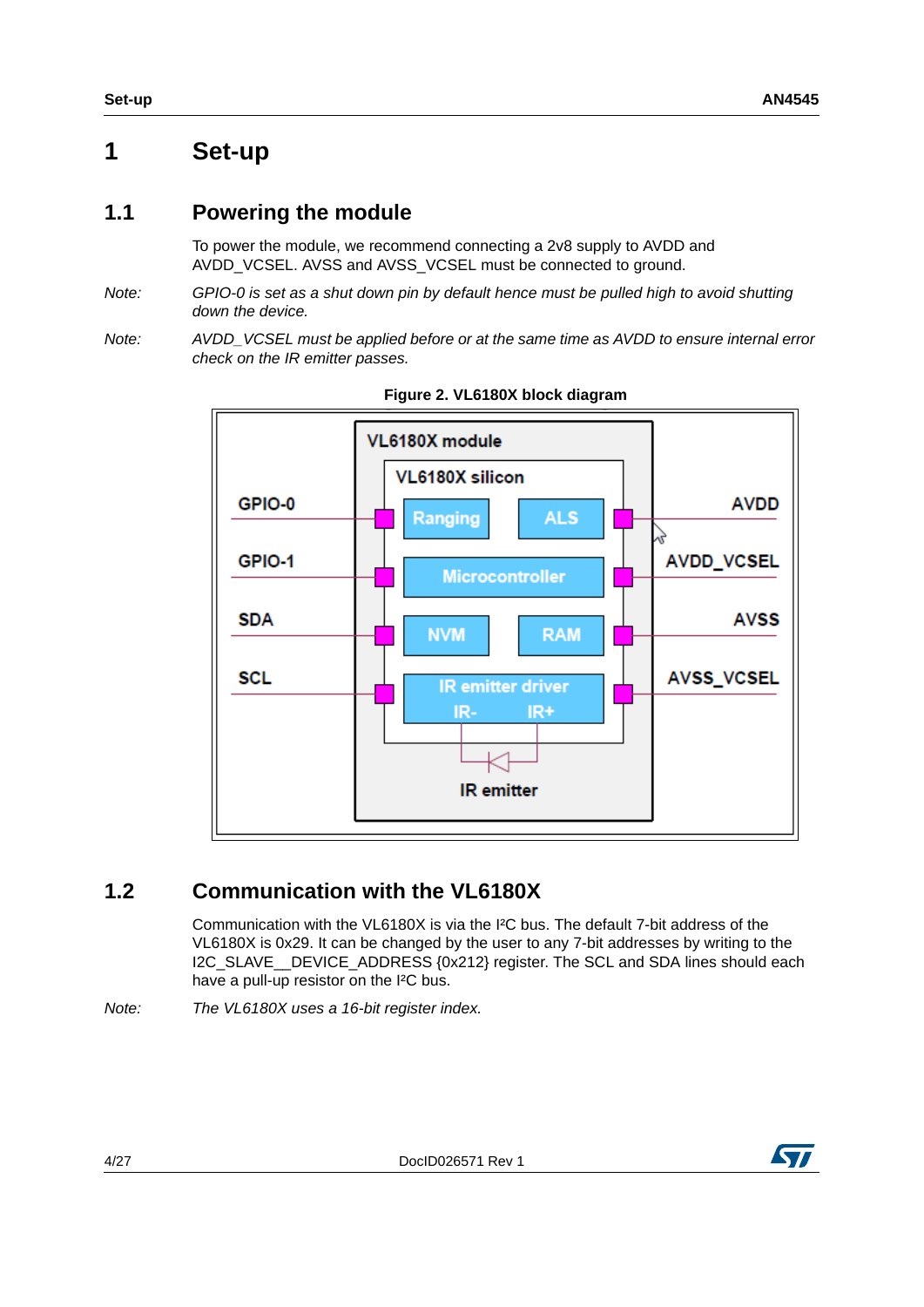# 1 Set-up

## 1.1 Powering the module

To power the module, we recommend connecting a 2v8 supply to AVDD and AVDD_VCSEL. AVSS and AVSS_VCSEL must be connected to ground.

*Note: GPIO-0 is set as a shut down pin by default hence must be pulled high to avoid shutting down the device.*

*Note: AVDD_VCSEL must be applied before or at the same time as AVDD to ensure internal error check on the IR emitter passes.*

**Figure 2. VL6180X block diagram**

## 1.2 Communication with the VL6180X

Communication with the VL6180X is via the I²C bus. The default 7-bit address of the VL6180X is 0x29. It can be changed by the user to any 7-bit addresses by writing to the I2C_SLAVE__DEVICE_ADDRESS {0x212} register. The SCL and SDA lines should each have a pull-up resistor on the I²C bus.

*Note: The VL6180X uses a 16-bit register index.*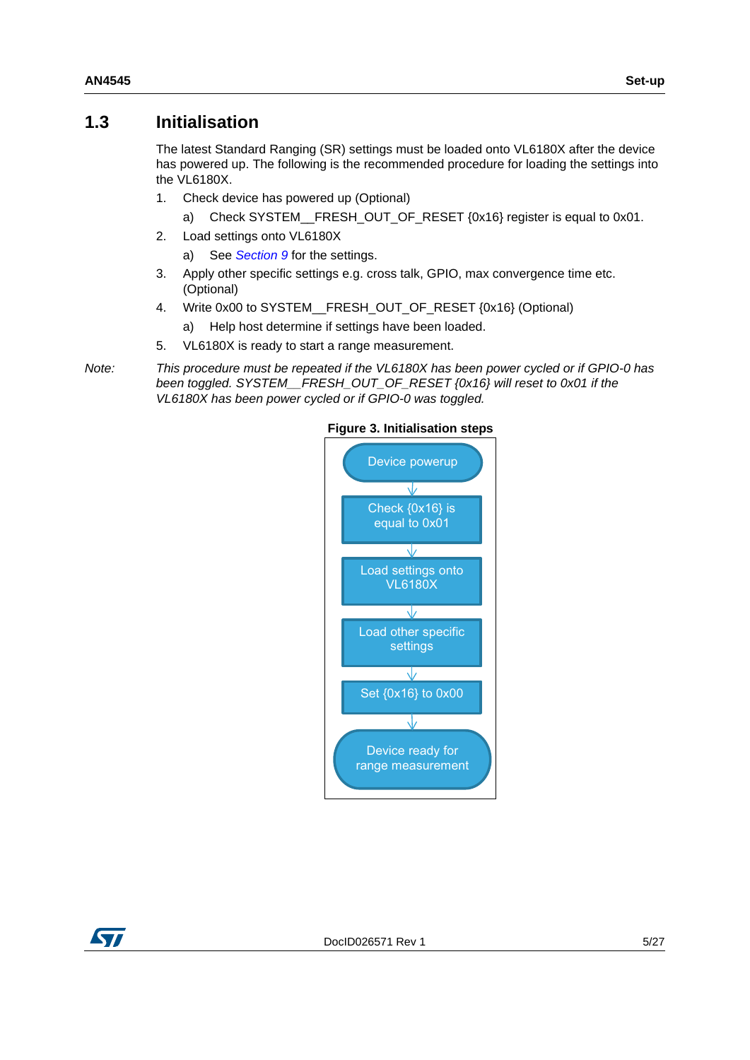## 1.3 Initialisation

The latest Standard Ranging (SR) settings must be loaded onto VL6180X after the device has powered up. The following is the recommended procedure for loading the settings into the VL6180X.

1. Check device has powered up (Optional)
   a) Check SYSTEM__FRESH_OUT_OF_RESET {0x16} register is equal to 0x01.
2. Load settings onto VL6180X
   a) See *Section 9* for the settings.
3. Apply other specific settings e.g. cross talk, GPIO, max convergence time etc. (Optional)
4. Write 0x00 to SYSTEM__FRESH_OUT_OF_RESET {0x16} (Optional)
   a) Help host determine if settings have been loaded.
5. VL6180X is ready to start a range measurement.

*Note: This procedure must be repeated if the VL6180X has been power cycled or if GPIO-0 has been toggled. SYSTEM__FRESH_OUT_OF_RESET {0x16} will reset to 0x01 if the VL6180X has been power cycled or if GPIO-0 was toggled.*

**Figure 3. Initialisation steps**

Device powerup → Check {0x16} is equal to 0x01 → Load settings onto VL6180X → Load other specific settings → Set {0x16} to 0x00 → Device ready for range measurement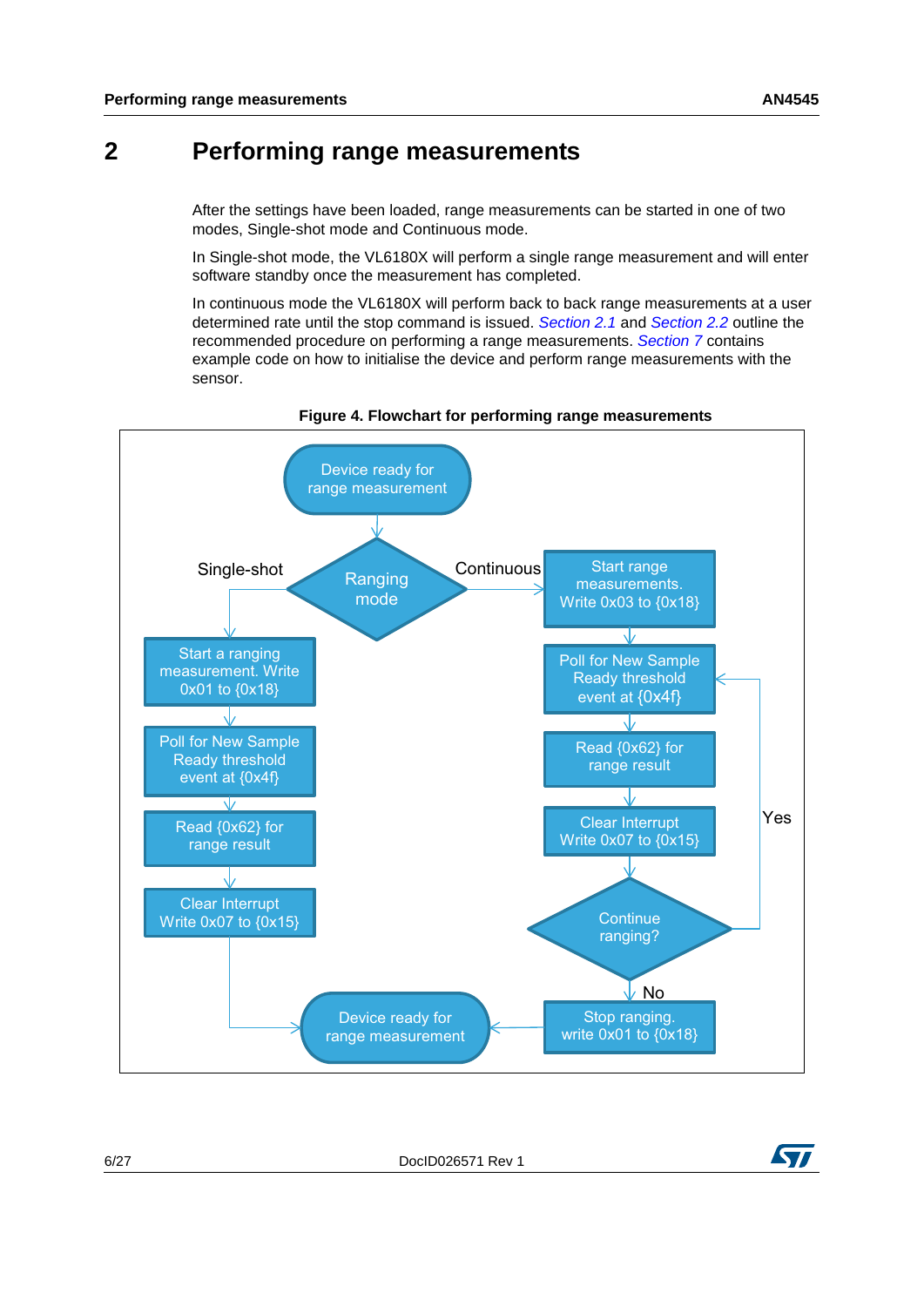# 2 Performing range measurements

After the settings have been loaded, range measurements can be started in one of two modes, Single-shot mode and Continuous mode.

In Single-shot mode, the VL6180X will perform a single range measurement and will enter software standby once the measurement has completed.

In continuous mode the VL6180X will perform back to back range measurements at a user determined rate until the stop command is issued. *Section 2.1* and *Section 2.2* outline the recommended procedure on performing a range measurements. *Section 7* contains example code on how to initialise the device and perform range measurements with the sensor.

**Figure 4. Flowchart for performing range measurements**

Device ready for range measurement

Ranging mode

Single-shot

Start a ranging measurement. Write 0x01 to {0x18}

Poll for New Sample Ready threshold event at {0x4f}

Read {0x62} for range result

Clear Interrupt Write 0x07 to {0x15}

Continuous

Start range measurements. Write 0x03 to {0x18}

Poll for New Sample Ready threshold event at {0x4f}

Read {0x62} for range result

Clear Interrupt Write 0x07 to {0x15}

Continue ranging?

Yes

No

Stop ranging. write 0x01 to {0x18}

Device ready for range measurement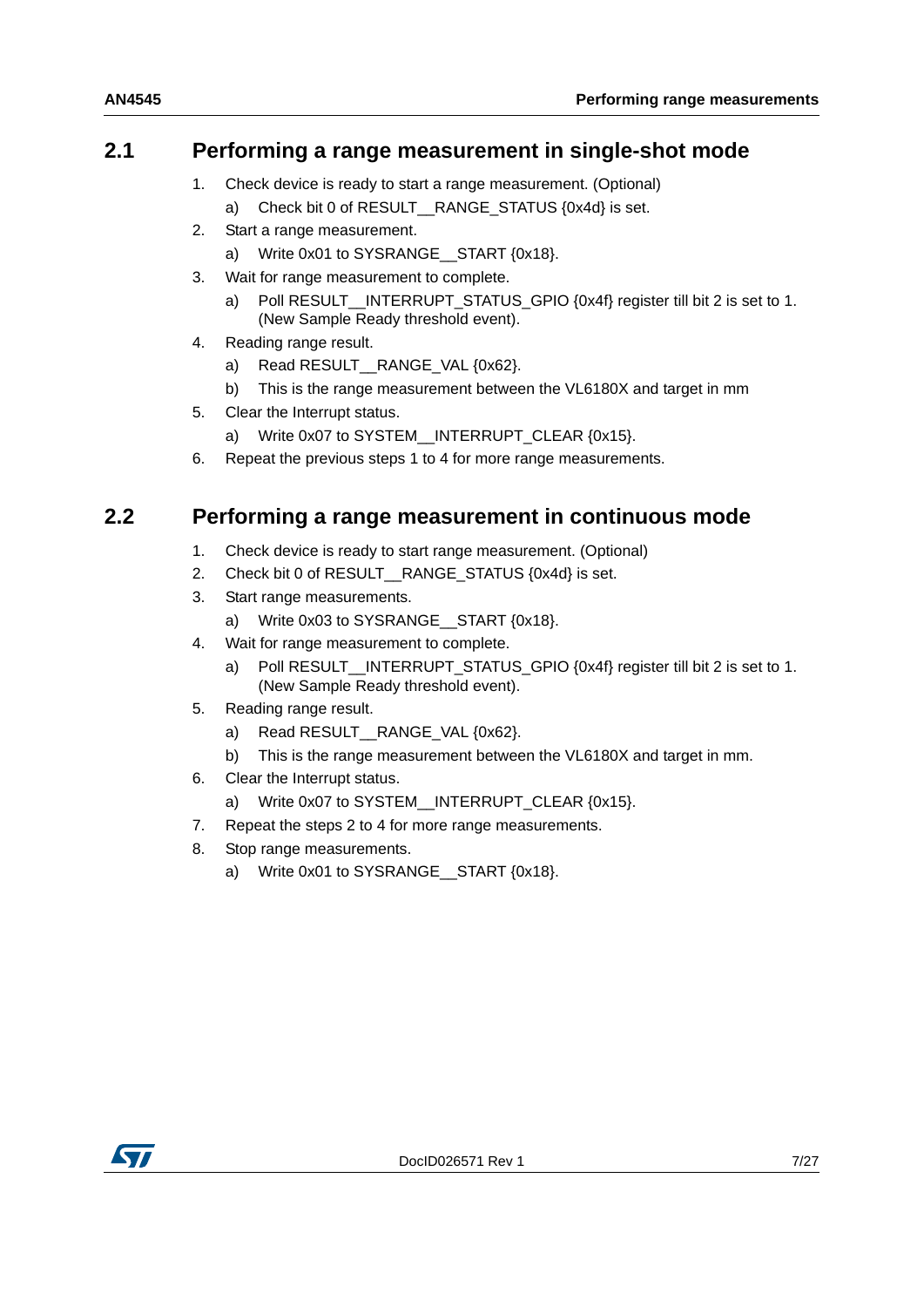## 2.1 Performing a range measurement in single-shot mode

1. Check device is ready to start a range measurement. (Optional)
   a) Check bit 0 of RESULT__RANGE_STATUS {0x4d} is set.
2. Start a range measurement.
   a) Write 0x01 to SYSRANGE__START {0x18}.
3. Wait for range measurement to complete.
   a) Poll RESULT__INTERRUPT_STATUS_GPIO {0x4f} register till bit 2 is set to 1. (New Sample Ready threshold event).
4. Reading range result.
   a) Read RESULT__RANGE_VAL {0x62}.
   b) This is the range measurement between the VL6180X and target in mm
5. Clear the Interrupt status.
   a) Write 0x07 to SYSTEM__INTERRUPT_CLEAR {0x15}.
6. Repeat the previous steps 1 to 4 for more range measurements.

## 2.2 Performing a range measurement in continuous mode

1. Check device is ready to start range measurement. (Optional)
2. Check bit 0 of RESULT__RANGE_STATUS {0x4d} is set.
3. Start range measurements.
   a) Write 0x03 to SYSRANGE__START {0x18}.
4. Wait for range measurement to complete.
   a) Poll RESULT__INTERRUPT_STATUS_GPIO {0x4f} register till bit 2 is set to 1. (New Sample Ready threshold event).
5. Reading range result.
   a) Read RESULT__RANGE_VAL {0x62}.
   b) This is the range measurement between the VL6180X and target in mm.
6. Clear the Interrupt status.
   a) Write 0x07 to SYSTEM__INTERRUPT_CLEAR {0x15}.
7. Repeat the steps 2 to 4 for more range measurements.
8. Stop range measurements.
   a) Write 0x01 to SYSRANGE__START {0x18}.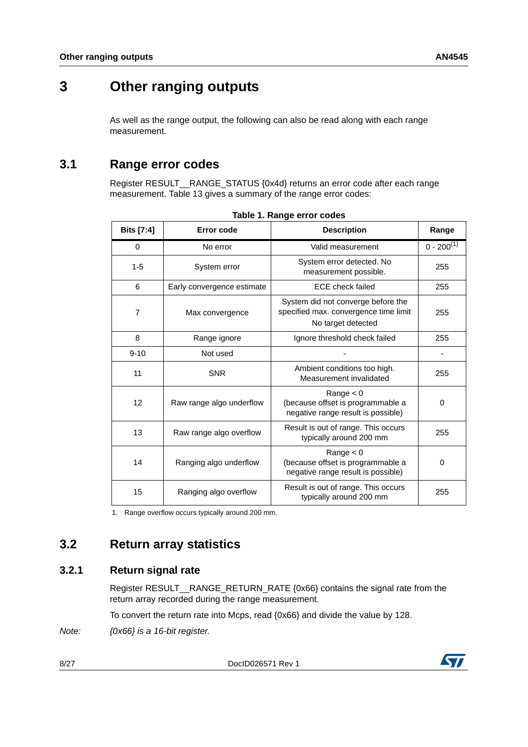# 3 Other ranging outputs

As well as the range output, the following can also be read along with each range measurement.

## 3.1 Range error codes

Register RESULT__RANGE_STATUS {0x4d} returns an error code after each range measurement. Table 13 gives a summary of the range error codes:

**Table 1. Range error codes**

| Bits [7:4] | Error code | Description | Range |
|---|---|---|---|
| 0 | No error | Valid measurement | 0 - 200(1) |
| 1-5 | System error | System error detected. No measurement possible. | 255 |
| 6 | Early convergence estimate | ECE check failed | 255 |
| 7 | Max convergence | System did not converge before the specified max. convergence time limit No target detected | 255 |
| 8 | Range ignore | Ignore threshold check failed | 255 |
| 9-10 | Not used | - | - |
| 11 | SNR | Ambient conditions too high. Measurement invalidated | 255 |
| 12 | Raw range algo underflow | Range < 0 (because offset is programmable a negative range result is possible) | 0 |
| 13 | Raw range algo overflow | Result is out of range. This occurs typically around 200 mm | 255 |
| 14 | Ranging algo underflow | Range < 0 (because offset is programmable a negative range result is possible) | 0 |
| 15 | Ranging algo overflow | Result is out of range. This occurs typically around 200 mm | 255 |

1. Range overflow occurs typically around 200 mm.

## 3.2 Return array statistics

### 3.2.1 Return signal rate

Register RESULT__RANGE_RETURN_RATE {0x66} contains the signal rate from the return array recorded during the range measurement.

To convert the return rate into Mcps, read {0x66} and divide the value by 128.

*Note: {0x66} is a 16-bit register.*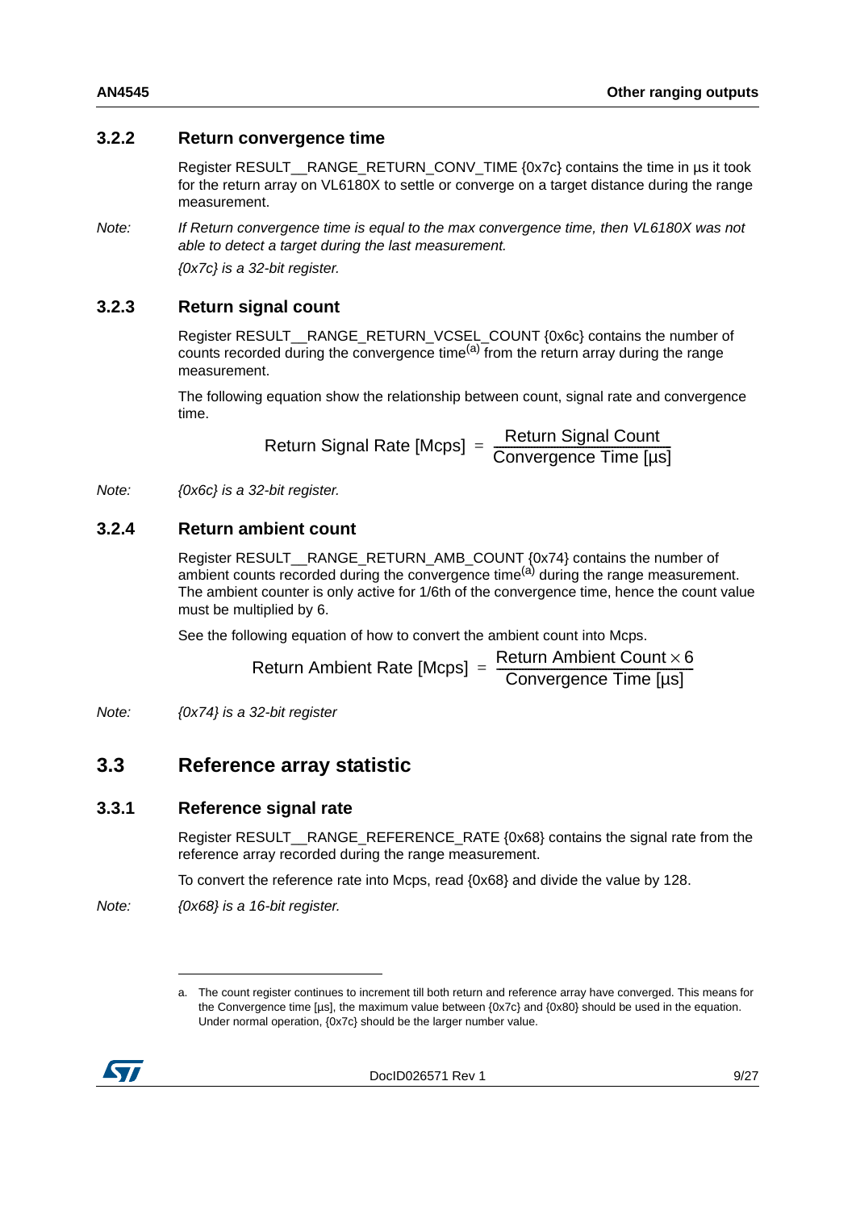### 3.2.2 Return convergence time

Register RESULT__RANGE_RETURN_CONV_TIME {0x7c} contains the time in µs it took for the return array on VL6180X to settle or converge on a target distance during the range measurement.

*Note: If Return convergence time is equal to the max convergence time, then VL6180X was not able to detect a target during the last measurement.*

*{0x7c} is a 32-bit register.*

### 3.2.3 Return signal count

Register RESULT__RANGE_RETURN_VCSEL_COUNT {0x6c} contains the number of counts recorded during the convergence time[a] from the return array during the range measurement.

The following equation show the relationship between count, signal rate and convergence time.

$$\text{Return Signal Rate [Mcps]} = \frac{\text{Return Signal Count}}{\text{Convergence Time [µs]}}$$

*Note: {0x6c} is a 32-bit register.*

### 3.2.4 Return ambient count

Register RESULT__RANGE_RETURN_AMB_COUNT {0x74} contains the number of ambient counts recorded during the convergence time[a] during the range measurement. The ambient counter is only active for 1/6th of the convergence time, hence the count value must be multiplied by 6.

See the following equation of how to convert the ambient count into Mcps.

$$\text{Return Ambient Rate [Mcps]} = \frac{\text{Return Ambient Count} \times 6}{\text{Convergence Time [µs]}}$$

*Note: {0x74} is a 32-bit register*

## 3.3 Reference array statistic

### 3.3.1 Reference signal rate

Register RESULT__RANGE_REFERENCE_RATE {0x68} contains the signal rate from the reference array recorded during the range measurement.

To convert the reference rate into Mcps, read {0x68} and divide the value by 128.

*Note: {0x68} is a 16-bit register.*

---

a. The count register continues to increment till both return and reference array have converged. This means for the Convergence time [µs], the maximum value between {0x7c} and {0x80} should be used in the equation. Under normal operation, {0x7c} should be the larger number value.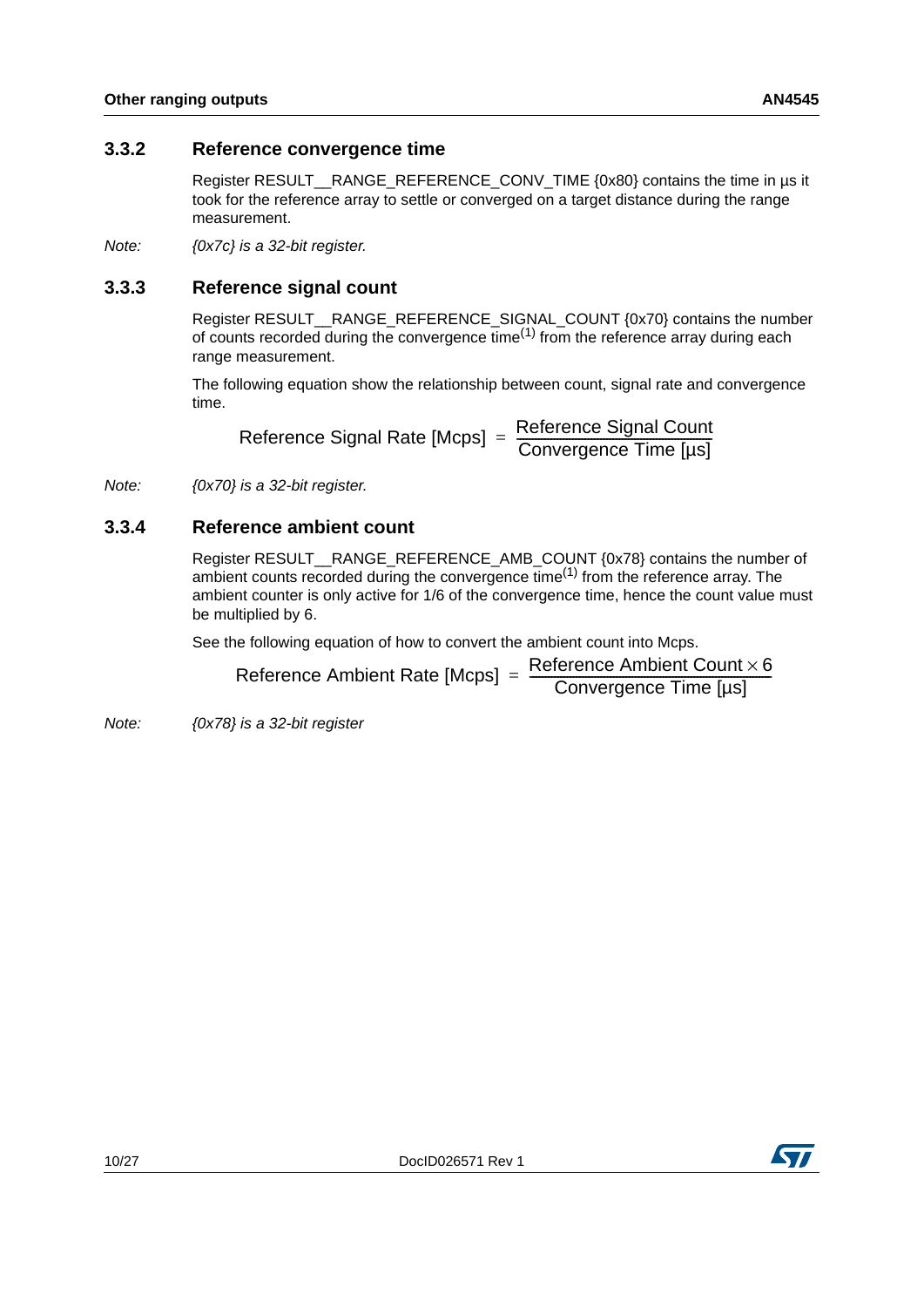### 3.3.2 Reference convergence time

Register RESULT__RANGE_REFERENCE_CONV_TIME {0x80} contains the time in µs it took for the reference array to settle or converged on a target distance during the range measurement.

*Note: {0x7c} is a 32-bit register.*

### 3.3.3 Reference signal count

Register RESULT__RANGE_REFERENCE_SIGNAL_COUNT {0x70} contains the number of counts recorded during the convergence time(1) from the reference array during each range measurement.

The following equation show the relationship between count, signal rate and convergence time.

$$\text{Reference Signal Rate [Mcps]} = \frac{\text{Reference Signal Count}}{\text{Convergence Time [µs]}}$$

*Note: {0x70} is a 32-bit register.*

### 3.3.4 Reference ambient count

Register RESULT__RANGE_REFERENCE_AMB_COUNT {0x78} contains the number of ambient counts recorded during the convergence time(1) from the reference array. The ambient counter is only active for 1/6 of the convergence time, hence the count value must be multiplied by 6.

See the following equation of how to convert the ambient count into Mcps.

$$\text{Reference Ambient Rate [Mcps]} = \frac{\text{Reference Ambient Count} \times 6}{\text{Convergence Time [µs]}}$$

*Note: {0x78} is a 32-bit register*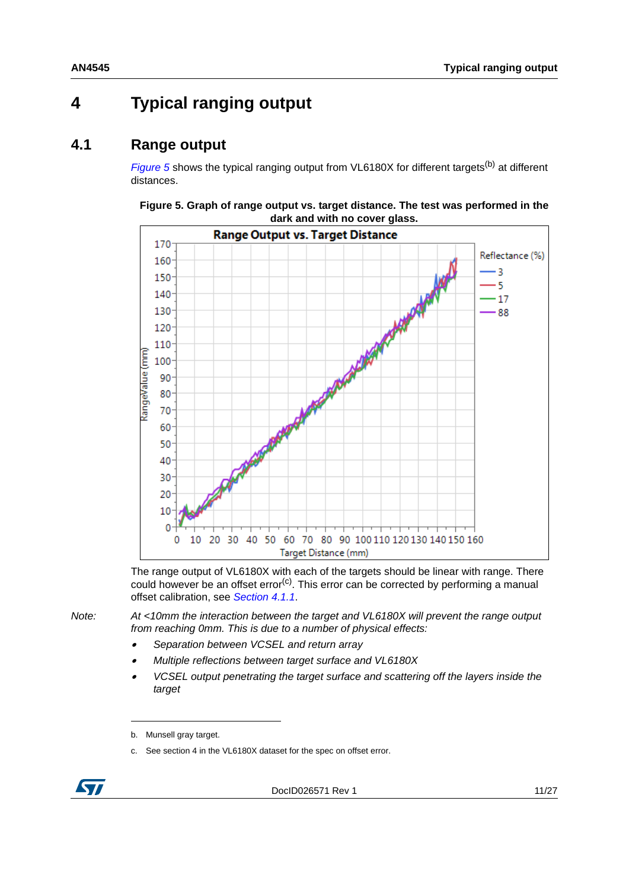# 4 Typical ranging output

## 4.1 Range output

*Figure 5* shows the typical ranging output from VL6180X for different targets[b] at different distances.

**Figure 5. Graph of range output vs. target distance. The test was performed in the dark and with no cover glass.**

The range output of VL6180X with each of the targets should be linear with range. There could however be an offset error[c]. This error can be corrected by performing a manual offset calibration, see *Section 4.1.1*.

*Note: At <10mm the interaction between the target and VL6180X will prevent the range output from reaching 0mm. This is due to a number of physical effects:*

- *Separation between VCSEL and return array*
- *Multiple reflections between target surface and VL6180X*
- *VCSEL output penetrating the target surface and scattering off the layers inside the target*

---

b. Munsell gray target.

c. See section 4 in the VL6180X dataset for the spec on offset error.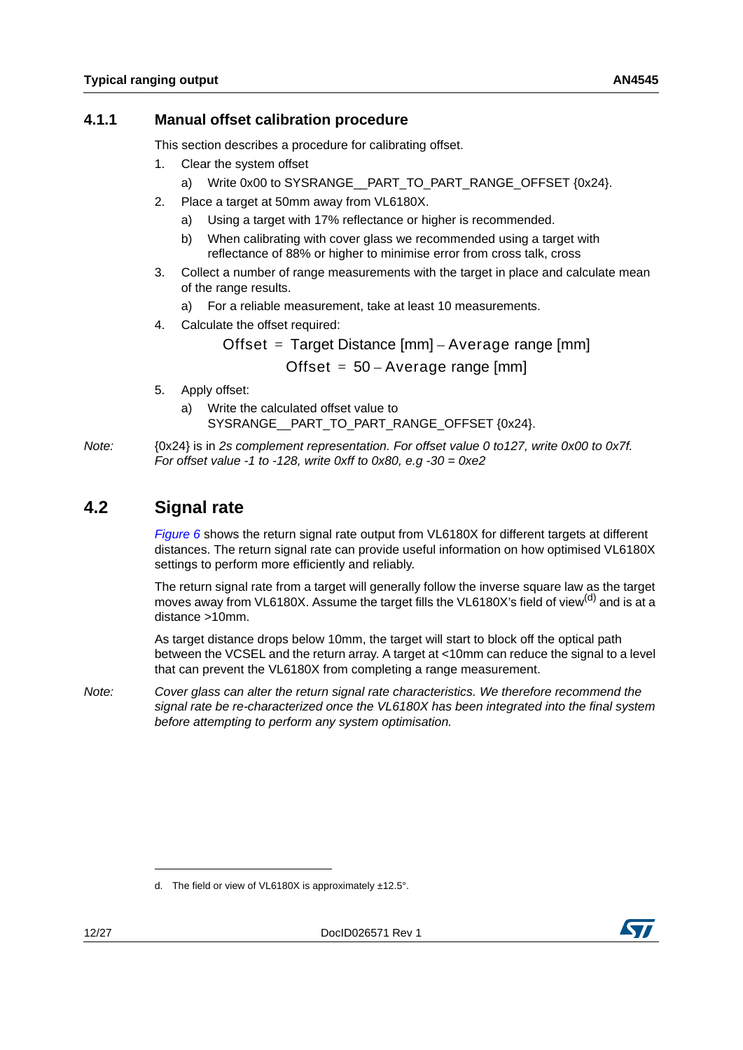### 4.1.1 Manual offset calibration procedure

This section describes a procedure for calibrating offset.

1. Clear the system offset
   a) Write 0x00 to SYSRANGE__PART_TO_PART_RANGE_OFFSET {0x24}.
2. Place a target at 50mm away from VL6180X.
   a) Using a target with 17% reflectance or higher is recommended.
   b) When calibrating with cover glass we recommended using a target with reflectance of 88% or higher to minimise error from cross talk, cross
3. Collect a number of range measurements with the target in place and calculate mean of the range results.
   a) For a reliable measurement, take at least 10 measurements.
4. Calculate the offset required:

$$\text{Offset} = \text{Target Distance [mm]} - \text{Average range [mm]}$$

$$\text{Offset} = 50 - \text{Average range [mm]}$$

5. Apply offset:
   a) Write the calculated offset value to SYSRANGE__PART_TO_PART_RANGE_OFFSET {0x24}.

*Note:* {0x24} is in *2s complement representation. For offset value 0 to127, write 0x00 to 0x7f. For offset value -1 to -128, write 0xff to 0x80, e.g -30 = 0xe2*

## 4.2 Signal rate

*Figure 6* shows the return signal rate output from VL6180X for different targets at different distances. The return signal rate can provide useful information on how optimised VL6180X settings to perform more efficiently and reliably.

The return signal rate from a target will generally follow the inverse square law as the target moves away from VL6180X. Assume the target fills the VL6180X's field of view[d] and is at a distance >10mm.

As target distance drops below 10mm, the target will start to block off the optical path between the VCSEL and the return array. A target at <10mm can reduce the signal to a level that can prevent the VL6180X from completing a range measurement.

*Note: Cover glass can alter the return signal rate characteristics. We therefore recommend the signal rate be re-characterized once the VL6180X has been integrated into the final system before attempting to perform any system optimisation.*

d. The field or view of VL6180X is approximately ±12.5°.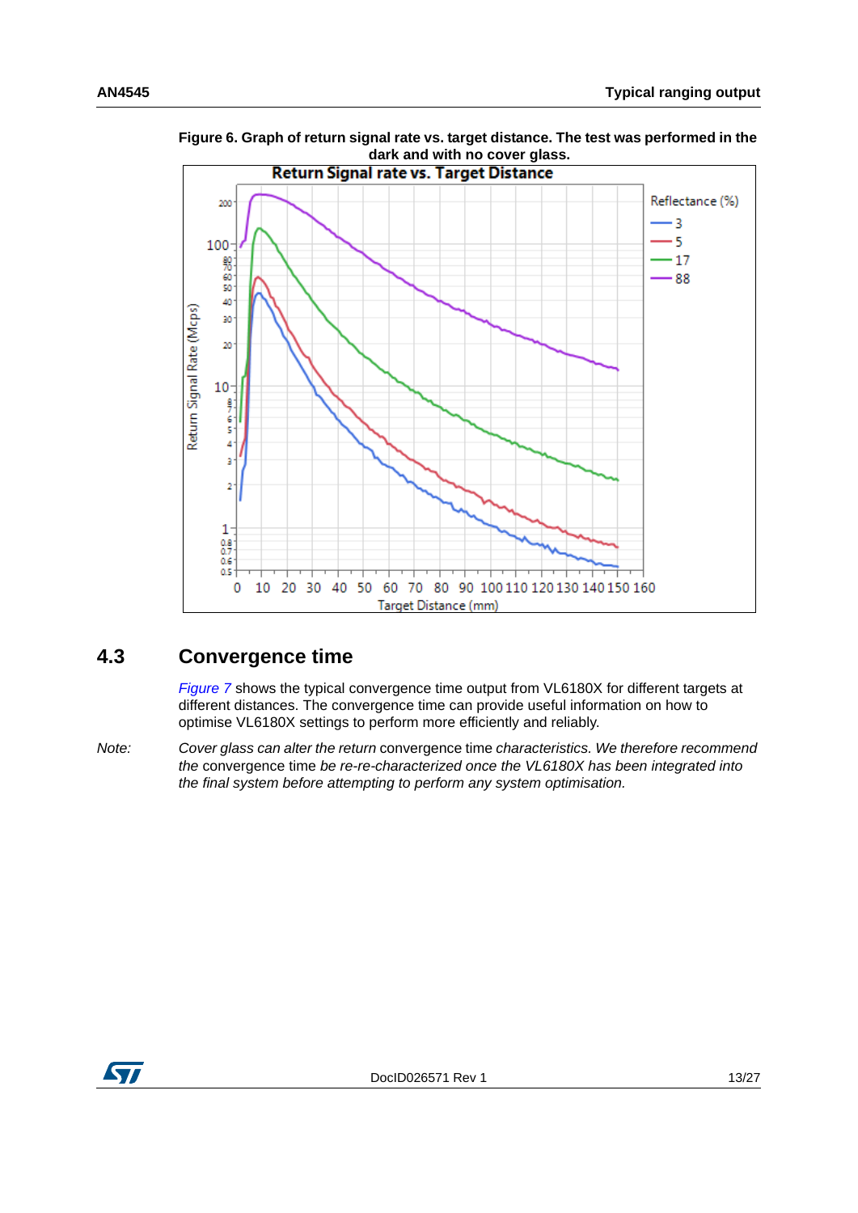**Figure 6. Graph of return signal rate vs. target distance. The test was performed in the dark and with no cover glass.**

## 4.3 Convergence time

*Figure 7* shows the typical convergence time output from VL6180X for different targets at different distances. The convergence time can provide useful information on how to optimise VL6180X settings to perform more efficiently and reliably.

*Note:* *Cover glass can alter the return* convergence time *characteristics. We therefore recommend the* convergence time *be re-re-characterized once the VL6180X has been integrated into the final system before attempting to perform any system optimisation.*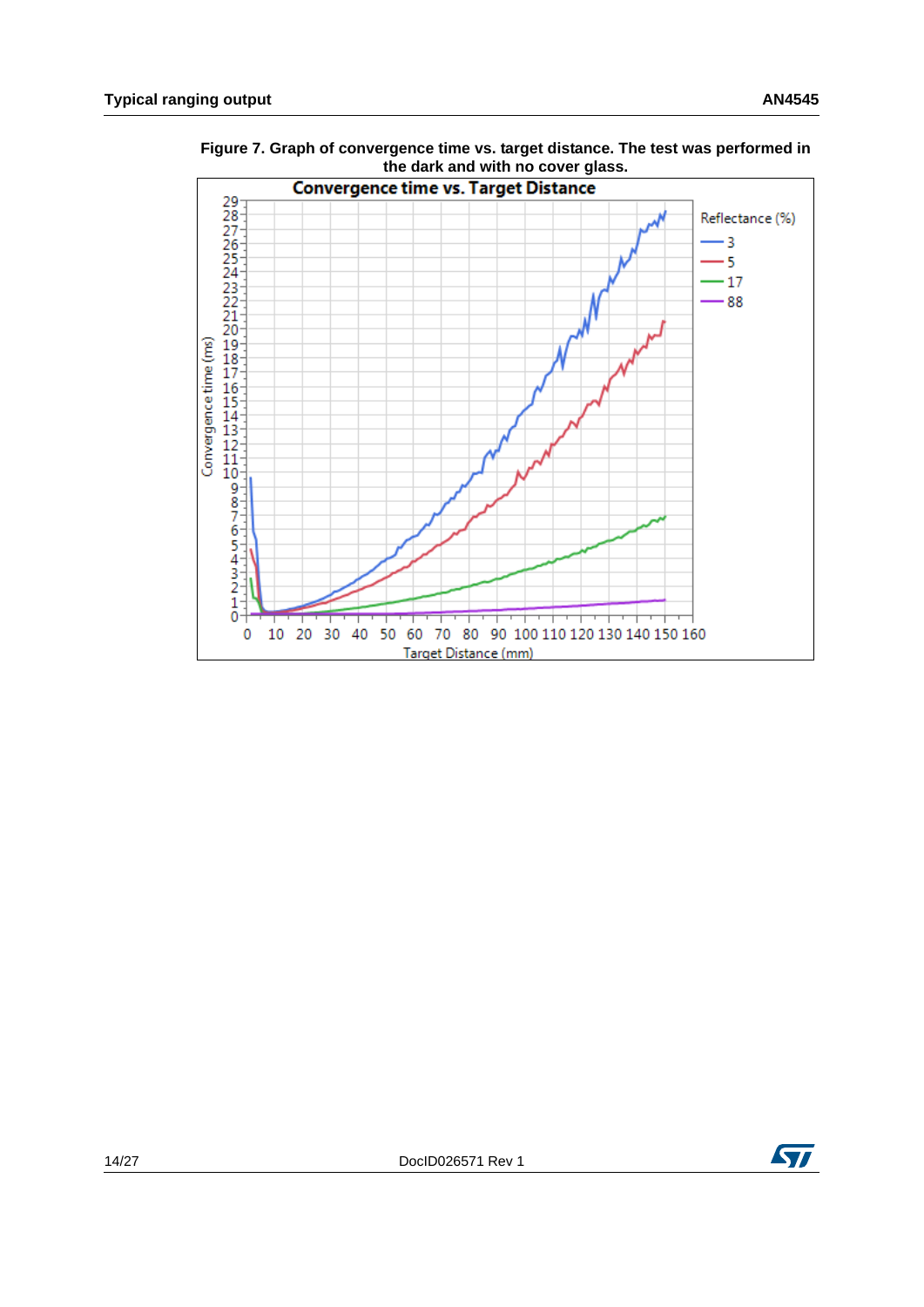**Figure 7. Graph of convergence time vs. target distance. The test was performed in the dark and with no cover glass.**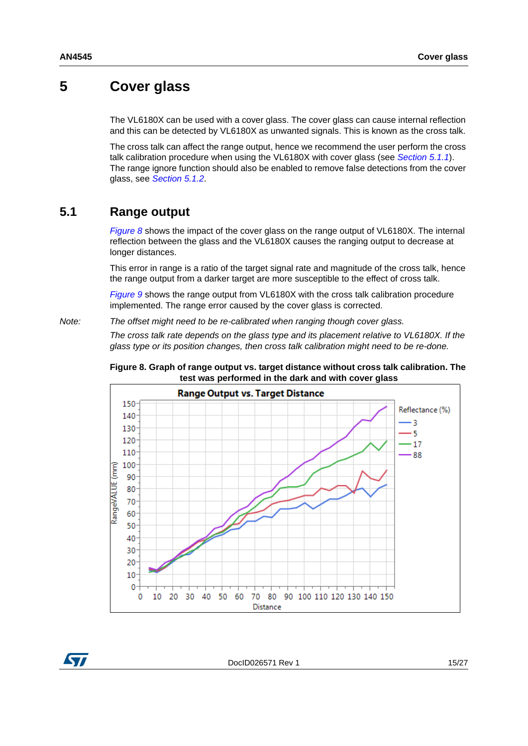# 5 Cover glass

The VL6180X can be used with a cover glass. The cover glass can cause internal reflection and this can be detected by VL6180X as unwanted signals. This is known as the cross talk.

The cross talk can affect the range output, hence we recommend the user perform the cross talk calibration procedure when using the VL6180X with cover glass (see *Section 5.1.1*). The range ignore function should also be enabled to remove false detections from the cover glass, see *Section 5.1.2*.

## 5.1 Range output

*Figure 8* shows the impact of the cover glass on the range output of VL6180X. The internal reflection between the glass and the VL6180X causes the ranging output to decrease at longer distances.

This error in range is a ratio of the target signal rate and magnitude of the cross talk, hence the range output from a darker target are more susceptible to the effect of cross talk.

*Figure 9* shows the range output from VL6180X with the cross talk calibration procedure implemented. The range error caused by the cover glass is corrected.

*Note: The offset might need to be re-calibrated when ranging though cover glass.*

*The cross talk rate depends on the glass type and its placement relative to VL6180X. If the glass type or its position changes, then cross talk calibration might need to be re-done.*

**Figure 8. Graph of range output vs. target distance without cross talk calibration. The test was performed in the dark and with cover glass**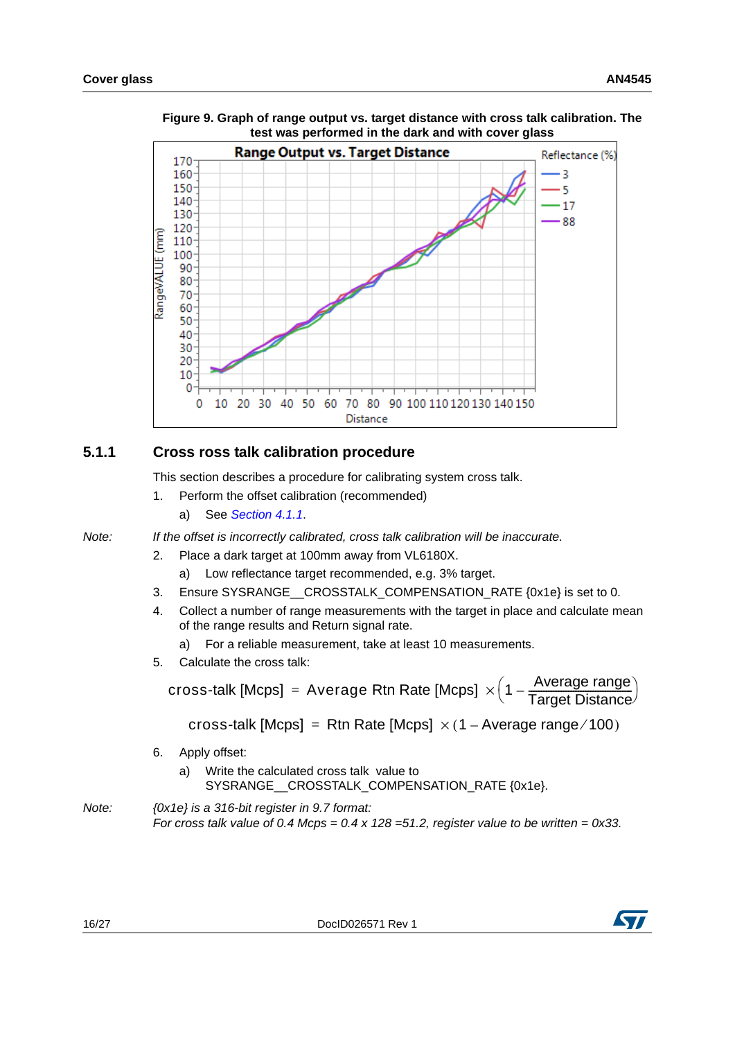**Figure 9. Graph of range output vs. target distance with cross talk calibration. The test was performed in the dark and with cover glass**

### 5.1.1 Cross ross talk calibration procedure

This section describes a procedure for calibrating system cross talk.

1. Perform the offset calibration (recommended)
   a) See *Section 4.1.1*.

*Note: If the offset is incorrectly calibrated, cross talk calibration will be inaccurate.*

2. Place a dark target at 100mm away from VL6180X.
   a) Low reflectance target recommended, e.g. 3% target.
3. Ensure SYSRANGE__CROSSTALK_COMPENSATION_RATE {0x1e} is set to 0.
4. Collect a number of range measurements with the target in place and calculate mean of the range results and Return signal rate.
   a) For a reliable measurement, take at least 10 measurements.
5. Calculate the cross talk:

$$\text{cross-talk [Mcps]} = \text{Average Rtn Rate [Mcps]} \times \left(1 - \frac{\text{Average range}}{\text{Target Distance}}\right)$$

$$\text{cross-talk [Mcps]} = \text{Rtn Rate [Mcps]} \times (1 - \text{Average range} / 100)$$

6. Apply offset:
   a) Write the calculated cross talk value to SYSRANGE__CROSSTALK_COMPENSATION_RATE {0x1e}.

*Note: {0x1e} is a 316-bit register in 9.7 format:*
*For cross talk value of 0.4 Mcps = 0.4 x 128 =51.2, register value to be written = 0x33.*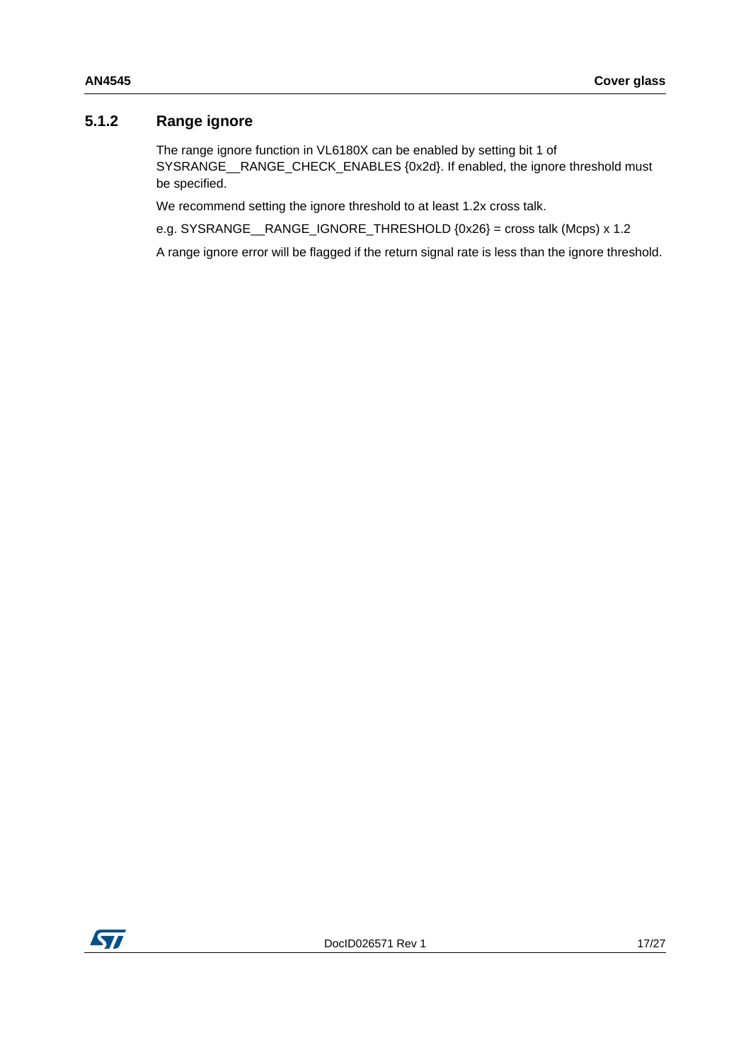### 5.1.2 Range ignore

The range ignore function in VL6180X can be enabled by setting bit 1 of SYSRANGE__RANGE_CHECK_ENABLES {0x2d}. If enabled, the ignore threshold must be specified.

We recommend setting the ignore threshold to at least 1.2x cross talk.

e.g. SYSRANGE__RANGE_IGNORE_THRESHOLD {0x26} = cross talk (Mcps) x 1.2

A range ignore error will be flagged if the return signal rate is less than the ignore threshold.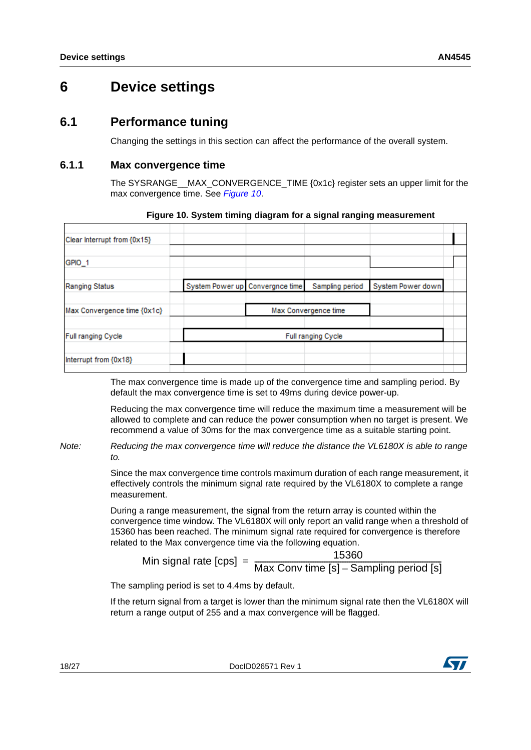# 6 Device settings

## 6.1 Performance tuning

Changing the settings in this section can affect the performance of the overall system.

### 6.1.1 Max convergence time

The SYSRANGE__MAX_CONVERGENCE_TIME {0x1c} register sets an upper limit for the max convergence time. See *Figure 10*.

**Figure 10. System timing diagram for a signal ranging measurement**

| Signal | | | | | |
|---|---|---|---|---|---|
| Clear Interrupt from {0x15} | | | | | |
| GPIO_1 | | | | | |
| Ranging Status | System Power up | Convergnce time | Sampling period | System Power down | |
| Max Convergence time {0x1c} | | Max Convergence time | | | |
| Full ranging Cycle | Full ranging Cycle | | | | |
| Interrupt from {0x18} | | | | | |

The max convergence time is made up of the convergence time and sampling period. By default the max convergence time is set to 49ms during device power-up.

Reducing the max convergence time will reduce the maximum time a measurement will be allowed to complete and can reduce the power consumption when no target is present. We recommend a value of 30ms for the max convergence time as a suitable starting point.

*Note: Reducing the max convergence time will reduce the distance the VL6180X is able to range to.*

Since the max convergence time controls maximum duration of each range measurement, it effectively controls the minimum signal rate required by the VL6180X to complete a range measurement.

During a range measurement, the signal from the return array is counted within the convergence time window. The VL6180X will only report an valid range when a threshold of 15360 has been reached. The minimum signal rate required for convergence is therefore related to the Max convergence time via the following equation.

$$\text{Min signal rate [cps]} = \frac{15360}{\text{Max Conv time [s]} - \text{Sampling period [s]}}$$

The sampling period is set to 4.4ms by default.

If the return signal from a target is lower than the minimum signal rate then the VL6180X will return a range output of 255 and a max convergence will be flagged.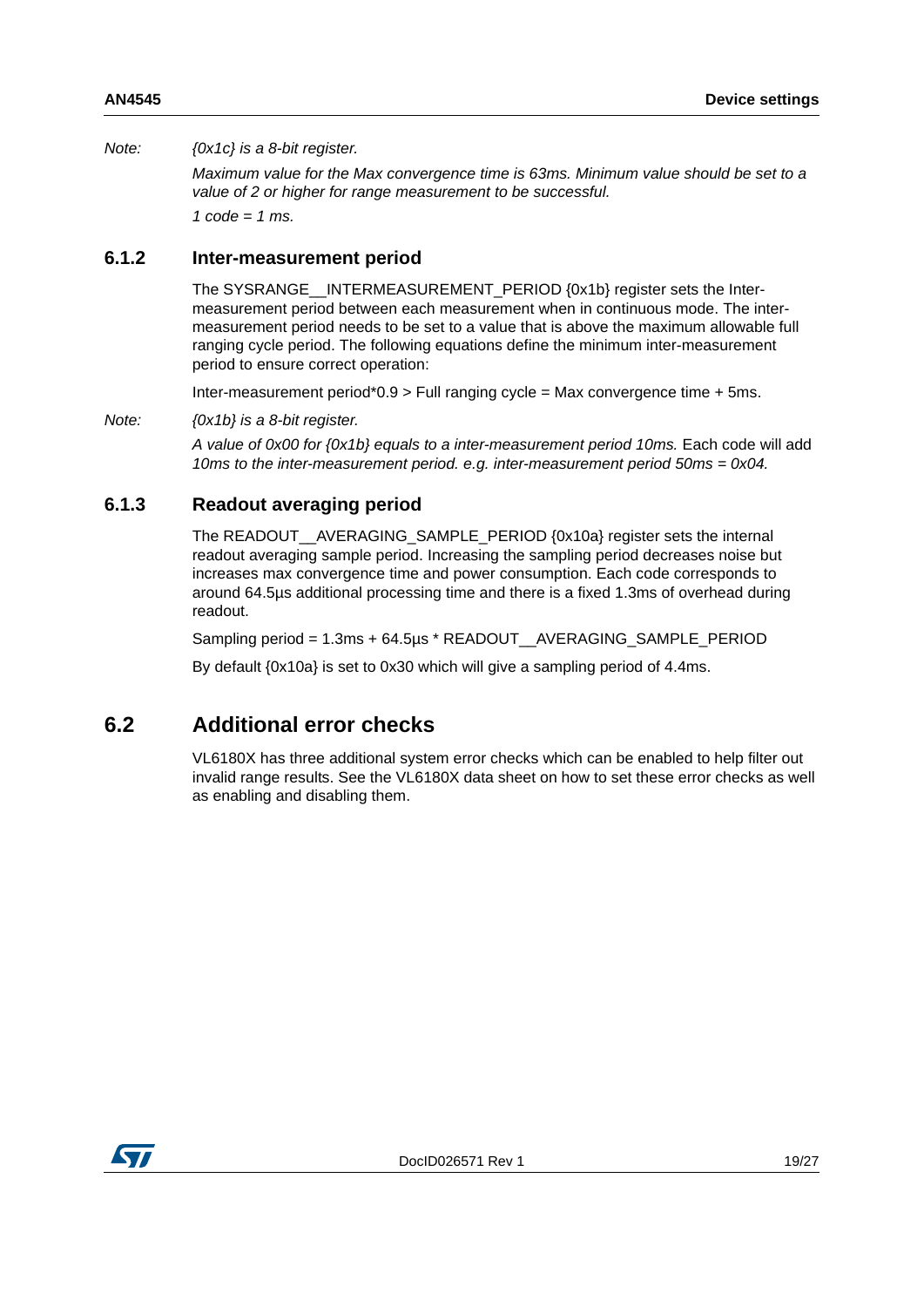*Note: {0x1c} is a 8-bit register.*

*Maximum value for the Max convergence time is 63ms. Minimum value should be set to a value of 2 or higher for range measurement to be successful.*

*1 code = 1 ms.*

### 6.1.2 Inter-measurement period

The SYSRANGE__INTERMEASUREMENT_PERIOD {0x1b} register sets the Inter-measurement period between each measurement when in continuous mode. The inter-measurement period needs to be set to a value that is above the maximum allowable full ranging cycle period. The following equations define the minimum inter-measurement period to ensure correct operation:

Inter-measurement period*0.9 > Full ranging cycle = Max convergence time + 5ms.

*Note: {0x1b} is a 8-bit register.*

*A value of 0x00 for {0x1b} equals to a inter-measurement period 10ms.* Each code will add *10ms to the inter-measurement period. e.g. inter-measurement period 50ms = 0x04.*

### 6.1.3 Readout averaging period

The READOUT__AVERAGING_SAMPLE_PERIOD {0x10a} register sets the internal readout averaging sample period. Increasing the sampling period decreases noise but increases max convergence time and power consumption. Each code corresponds to around 64.5µs additional processing time and there is a fixed 1.3ms of overhead during readout.

Sampling period = 1.3ms + 64.5µs * READOUT__AVERAGING_SAMPLE_PERIOD

By default {0x10a} is set to 0x30 which will give a sampling period of 4.4ms.

## 6.2 Additional error checks

VL6180X has three additional system error checks which can be enabled to help filter out invalid range results. See the VL6180X data sheet on how to set these error checks as well as enabling and disabling them.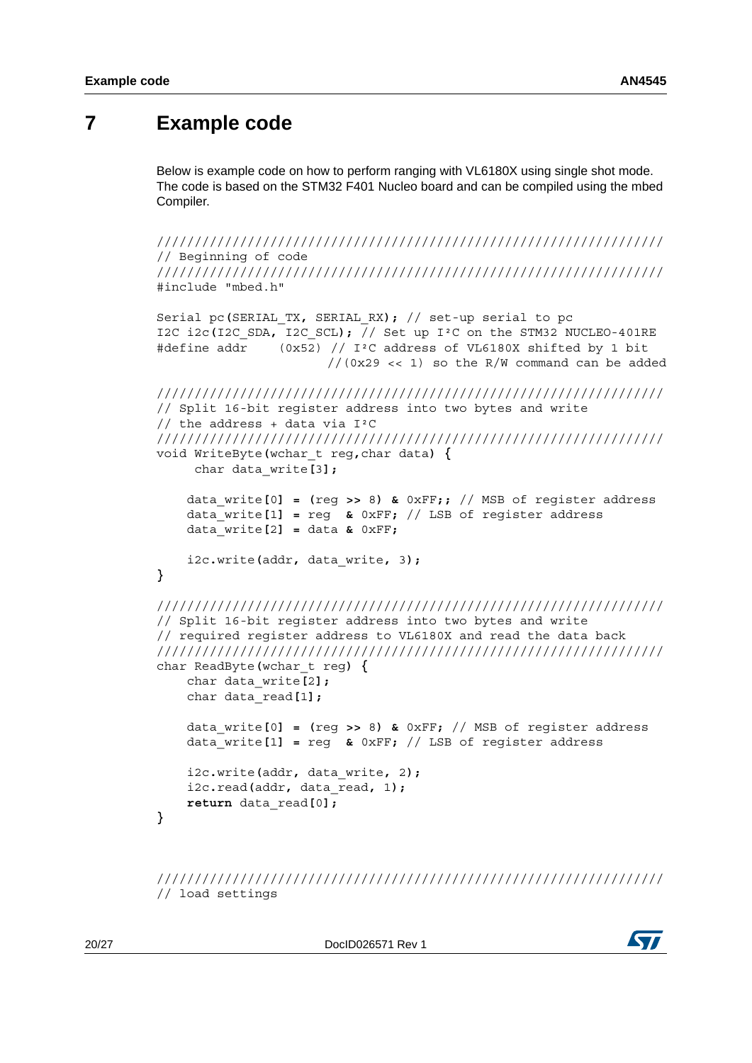# 7 Example code

Below is example code on how to perform ranging with VL6180X using single shot mode. The code is based on the STM32 F401 Nucleo board and can be compiled using the mbed Compiler.

```
///////////////////////////////////////////////////////////////////
// Beginning of code
///////////////////////////////////////////////////////////////////
#include "mbed.h"

Serial pc(SERIAL_TX, SERIAL_RX); // set-up serial to pc
I2C i2c(I2C_SDA, I2C_SCL); // Set up I²C on the STM32 NUCLEO-401RE
#define addr    (0x52) // I²C address of VL6180X shifted by 1 bit
                       //(0x29 << 1) so the R/W command can be added

///////////////////////////////////////////////////////////////////
// Split 16-bit register address into two bytes and write
// the address + data via I²C
///////////////////////////////////////////////////////////////////
void WriteByte(wchar_t reg,char data) {
     char data_write[3];

    data_write[0] = (reg >> 8) & 0xFF;; // MSB of register address
    data_write[1] = reg  & 0xFF; // LSB of register address
    data_write[2] = data & 0xFF;

    i2c.write(addr, data_write, 3);
}

///////////////////////////////////////////////////////////////////
// Split 16-bit register address into two bytes and write
// required register address to VL6180X and read the data back
///////////////////////////////////////////////////////////////////
char ReadByte(wchar_t reg) {
    char data_write[2];
    char data_read[1];

    data_write[0] = (reg >> 8) & 0xFF; // MSB of register address
    data_write[1] = reg  & 0xFF; // LSB of register address

    i2c.write(addr, data_write, 2);
    i2c.read(addr, data_read, 1);
    return data_read[0];
}


///////////////////////////////////////////////////////////////////
// load settings
```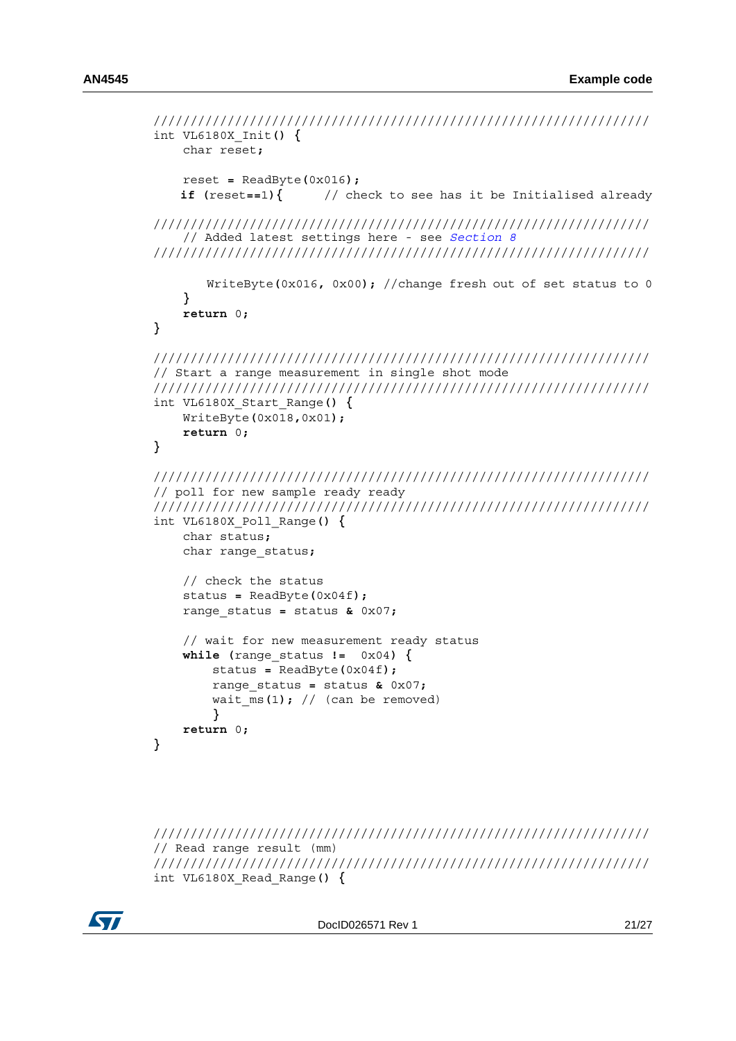```
////////////////////////////////////////////////////////////////////
int VL6180X_Init() {
    char reset;

    reset = ReadByte(0x016);
    if (reset==1){      // check to see has it be Initialised already

////////////////////////////////////////////////////////////////////
    // Added latest settings here - see Section 8
////////////////////////////////////////////////////////////////////

        WriteByte(0x016, 0x00); //change fresh out of set status to 0
    }
    return 0;
}

////////////////////////////////////////////////////////////////////
// Start a range measurement in single shot mode
////////////////////////////////////////////////////////////////////
int VL6180X_Start_Range() {
    WriteByte(0x018,0x01);
    return 0;
}

////////////////////////////////////////////////////////////////////
// poll for new sample ready ready
////////////////////////////////////////////////////////////////////
int VL6180X_Poll_Range() {
    char status;
    char range_status;

    // check the status
    status = ReadByte(0x04f);
    range_status = status & 0x07;

    // wait for new measurement ready status
    while (range_status !=  0x04) {
        status = ReadByte(0x04f);
        range_status = status & 0x07;
        wait_ms(1); // (can be removed)
        }
    return 0;
}



////////////////////////////////////////////////////////////////////
// Read range result (mm)
////////////////////////////////////////////////////////////////////
int VL6180X_Read_Range() {
```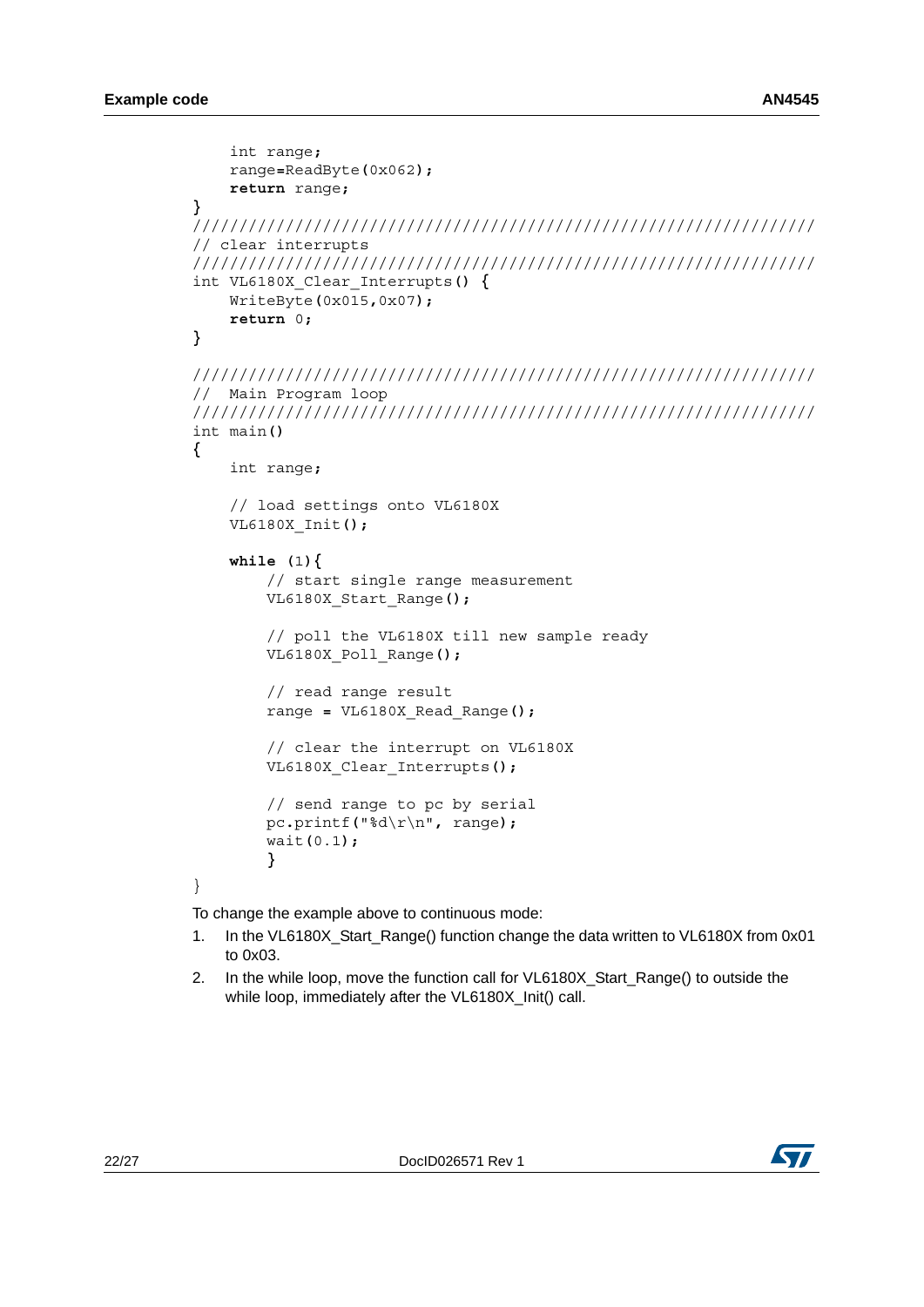```
    int range;
    range=ReadByte(0x062);
    return range;
}
///////////////////////////////////////////////////////////////////
// clear interrupts
///////////////////////////////////////////////////////////////////
int VL6180X_Clear_Interrupts() {
    WriteByte(0x015,0x07);
    return 0;
}

///////////////////////////////////////////////////////////////////
//  Main Program loop
///////////////////////////////////////////////////////////////////
int main()
{
    int range;

    // load settings onto VL6180X
    VL6180X_Init();

    while (1){
        // start single range measurement
        VL6180X_Start_Range();

        // poll the VL6180X till new sample ready
        VL6180X_Poll_Range();

        // read range result
        range = VL6180X_Read_Range();

        // clear the interrupt on VL6180X
        VL6180X_Clear_Interrupts();

        // send range to pc by serial
        pc.printf("%d\r\n", range);
        wait(0.1);
        }
}
```

To change the example above to continuous mode:

1. In the VL6180X_Start_Range() function change the data written to VL6180X from 0x01 to 0x03.
2. In the while loop, move the function call for VL6180X_Start_Range() to outside the while loop, immediately after the VL6180X_Init() call.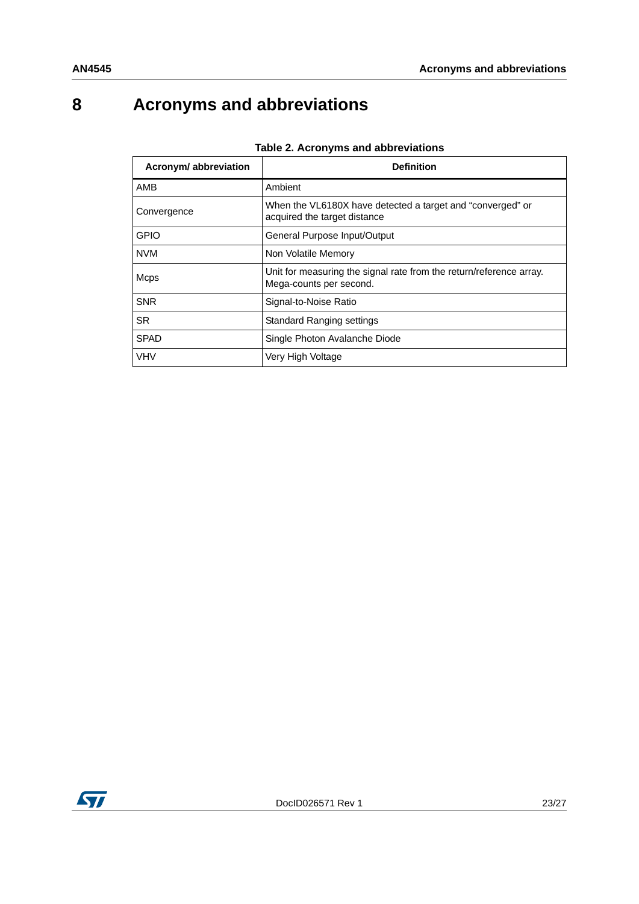# 8 Acronyms and abbreviations

**Table 2. Acronyms and abbreviations**

| Acronym/ abbreviation | Definition |
|---|---|
| AMB | Ambient |
| Convergence | When the VL6180X have detected a target and "converged" or acquired the target distance |
| GPIO | General Purpose Input/Output |
| NVM | Non Volatile Memory |
| Mcps | Unit for measuring the signal rate from the return/reference array. Mega-counts per second. |
| SNR | Signal-to-Noise Ratio |
| SR | Standard Ranging settings |
| SPAD | Single Photon Avalanche Diode |
| VHV | Very High Voltage |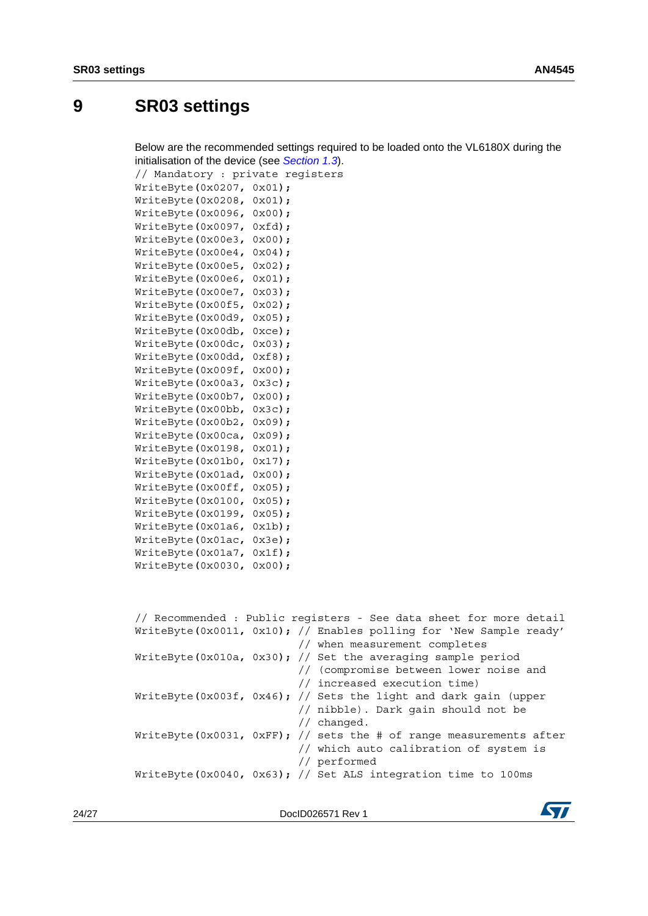# 9 SR03 settings

Below are the recommended settings required to be loaded onto the VL6180X during the initialisation of the device (see *Section 1.3*).

```
// Mandatory : private registers
WriteByte(0x0207, 0x01);
WriteByte(0x0208, 0x01);
WriteByte(0x0096, 0x00);
WriteByte(0x0097, 0xfd);
WriteByte(0x00e3, 0x00);
WriteByte(0x00e4, 0x04);
WriteByte(0x00e5, 0x02);
WriteByte(0x00e6, 0x01);
WriteByte(0x00e7, 0x03);
WriteByte(0x00f5, 0x02);
WriteByte(0x00d9, 0x05);
WriteByte(0x00db, 0xce);
WriteByte(0x00dc, 0x03);
WriteByte(0x00dd, 0xf8);
WriteByte(0x009f, 0x00);
WriteByte(0x00a3, 0x3c);
WriteByte(0x00b7, 0x00);
WriteByte(0x00bb, 0x3c);
WriteByte(0x00b2, 0x09);
WriteByte(0x00ca, 0x09);
WriteByte(0x0198, 0x01);
WriteByte(0x01b0, 0x17);
WriteByte(0x01ad, 0x00);
WriteByte(0x00ff, 0x05);
WriteByte(0x0100, 0x05);
WriteByte(0x0199, 0x05);
WriteByte(0x01a6, 0x1b);
WriteByte(0x01ac, 0x3e);
WriteByte(0x01a7, 0x1f);
WriteByte(0x0030, 0x00);


// Recommended : Public registers - See data sheet for more detail
WriteByte(0x0011, 0x10); // Enables polling for 'New Sample ready'
                         // when measurement completes
WriteByte(0x010a, 0x30); // Set the averaging sample period
                         // (compromise between lower noise and
                         // increased execution time)
WriteByte(0x003f, 0x46); // Sets the light and dark gain (upper
                         // nibble). Dark gain should not be
                         // changed.
WriteByte(0x0031, 0xFF); // sets the # of range measurements after
                         // which auto calibration of system is
                         // performed
WriteByte(0x0040, 0x63); // Set ALS integration time to 100ms
```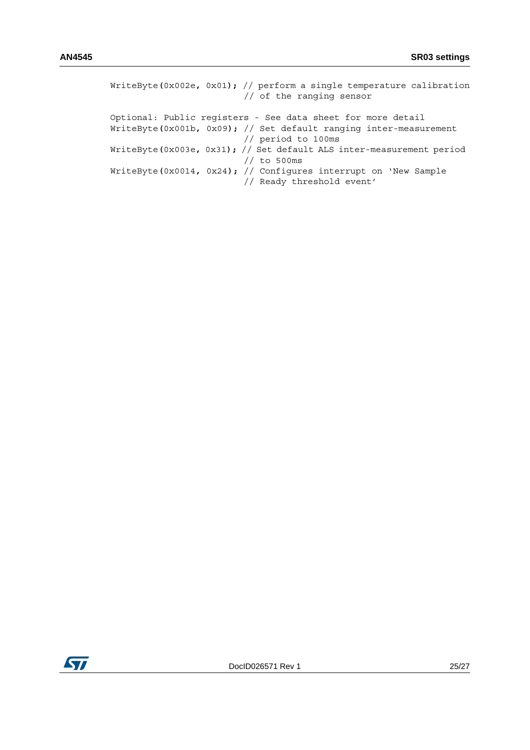```
WriteByte(0x002e, 0x01); // perform a single temperature calibration
                         // of the ranging sensor

Optional: Public registers - See data sheet for more detail
WriteByte(0x001b, 0x09); // Set default ranging inter-measurement
                         // period to 100ms
WriteByte(0x003e, 0x31); // Set default ALS inter-measurement period
                         // to 500ms
WriteByte(0x0014, 0x24); // Configures interrupt on 'New Sample
                         // Ready threshold event'
```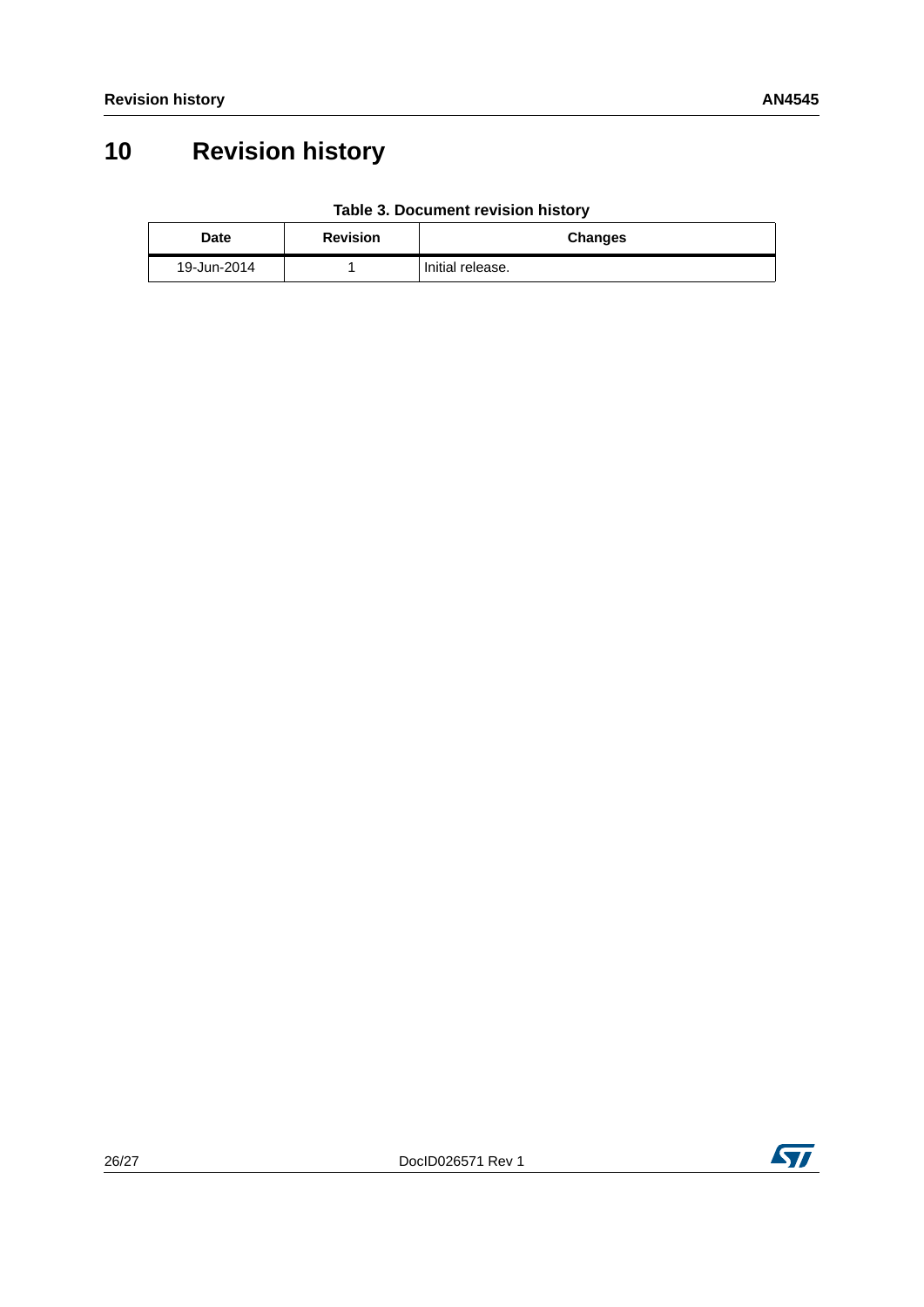# 10 Revision history

**Table 3. Document revision history**

| Date | Revision | Changes |
|---|---|---|
| 19-Jun-2014 | 1 | Initial release. |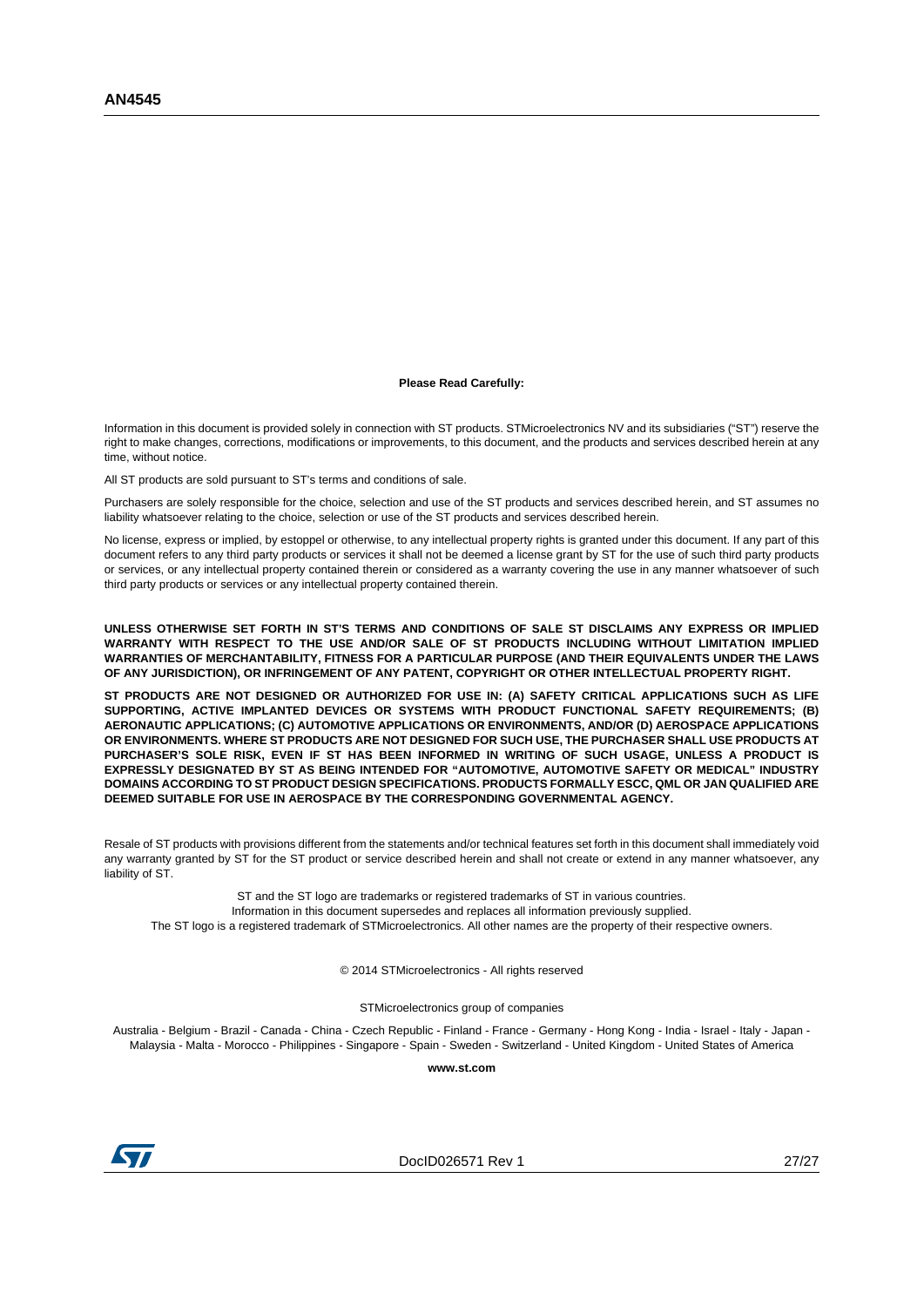**Please Read Carefully:**

Information in this document is provided solely in connection with ST products. STMicroelectronics NV and its subsidiaries ("ST") reserve the right to make changes, corrections, modifications or improvements, to this document, and the products and services described herein at any time, without notice.

All ST products are sold pursuant to ST's terms and conditions of sale.

Purchasers are solely responsible for the choice, selection and use of the ST products and services described herein, and ST assumes no liability whatsoever relating to the choice, selection or use of the ST products and services described herein.

No license, express or implied, by estoppel or otherwise, to any intellectual property rights is granted under this document. If any part of this document refers to any third party products or services it shall not be deemed a license grant by ST for the use of such third party products or services, or any intellectual property contained therein or considered as a warranty covering the use in any manner whatsoever of such third party products or services or any intellectual property contained therein.

**UNLESS OTHERWISE SET FORTH IN ST'S TERMS AND CONDITIONS OF SALE ST DISCLAIMS ANY EXPRESS OR IMPLIED WARRANTY WITH RESPECT TO THE USE AND/OR SALE OF ST PRODUCTS INCLUDING WITHOUT LIMITATION IMPLIED WARRANTIES OF MERCHANTABILITY, FITNESS FOR A PARTICULAR PURPOSE (AND THEIR EQUIVALENTS UNDER THE LAWS OF ANY JURISDICTION), OR INFRINGEMENT OF ANY PATENT, COPYRIGHT OR OTHER INTELLECTUAL PROPERTY RIGHT.**

**ST PRODUCTS ARE NOT DESIGNED OR AUTHORIZED FOR USE IN: (A) SAFETY CRITICAL APPLICATIONS SUCH AS LIFE SUPPORTING, ACTIVE IMPLANTED DEVICES OR SYSTEMS WITH PRODUCT FUNCTIONAL SAFETY REQUIREMENTS; (B) AERONAUTIC APPLICATIONS; (C) AUTOMOTIVE APPLICATIONS OR ENVIRONMENTS, AND/OR (D) AEROSPACE APPLICATIONS OR ENVIRONMENTS. WHERE ST PRODUCTS ARE NOT DESIGNED FOR SUCH USE, THE PURCHASER SHALL USE PRODUCTS AT PURCHASER'S SOLE RISK, EVEN IF ST HAS BEEN INFORMED IN WRITING OF SUCH USAGE, UNLESS A PRODUCT IS EXPRESSLY DESIGNATED BY ST AS BEING INTENDED FOR "AUTOMOTIVE, AUTOMOTIVE SAFETY OR MEDICAL" INDUSTRY DOMAINS ACCORDING TO ST PRODUCT DESIGN SPECIFICATIONS. PRODUCTS FORMALLY ESCC, QML OR JAN QUALIFIED ARE DEEMED SUITABLE FOR USE IN AEROSPACE BY THE CORRESPONDING GOVERNMENTAL AGENCY.**

Resale of ST products with provisions different from the statements and/or technical features set forth in this document shall immediately void any warranty granted by ST for the ST product or service described herein and shall not create or extend in any manner whatsoever, any liability of ST.

ST and the ST logo are trademarks or registered trademarks of ST in various countries.
Information in this document supersedes and replaces all information previously supplied.
The ST logo is a registered trademark of STMicroelectronics. All other names are the property of their respective owners.

© 2014 STMicroelectronics - All rights reserved

STMicroelectronics group of companies

Australia - Belgium - Brazil - Canada - China - Czech Republic - Finland - France - Germany - Hong Kong - India - Israel - Italy - Japan - Malaysia - Malta - Morocco - Philippines - Singapore - Spain - Sweden - Switzerland - United Kingdom - United States of America

**www.st.com**